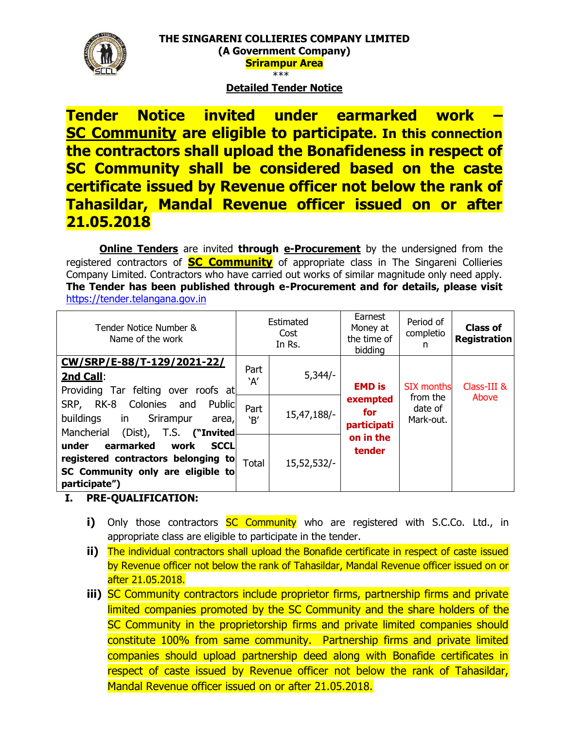**THE SINGARENI COLLIERIES COMPANY LIMITED**
**(A Government Company)**
**Srirampur Area**
\*\*\*

**Detailed Tender Notice**

## Tender Notice invited under earmarked work – SC Community are eligible to participate. In this connection the contractors shall upload the Bonafideness in respect of SC Community shall be considered based on the caste certificate issued by Revenue officer not below the rank of Tahasildar, Mandal Revenue officer issued on or after 21.05.2018

**Online Tenders** are invited **through e-Procurement** by the undersigned from the registered contractors of **SC Community** of appropriate class in The Singareni Collieries Company Limited. Contractors who have carried out works of similar magnitude only need apply. **The Tender has been published through e-Procurement and for details, please visit** https://tender.telangana.gov.in

| Tender Notice Number & Name of the work | Estimated Cost In Rs. | | Earnest Money at the time of bidding | Period of completion | **Class of Registration** |
|---|---|---|---|---|---|
| **CW/SRP/E-88/T-129/2021-22/ 2nd Call**: Providing Tar felting over roofs at SRP, RK-8 Colonies and Public buildings in Srirampur area, Mancherial (Dist), T.S. **("Invited under earmarked work SCCL registered contractors belonging to SC Community only are eligible to participate")** | Part 'A' | 5,344/- | **EMD is exempted for participation in the tender** | SIX months from the date of Mark-out. | Class-III & Above |
| | Part 'B' | 15,47,188/- | | | |
| | Total | 15,52,532/- | | | |

**I. PRE-QUALIFICATION:**

- **i)** Only those contractors SC Community who are registered with S.C.Co. Ltd., in appropriate class are eligible to participate in the tender.
- **ii)** The individual contractors shall upload the Bonafide certificate in respect of caste issued by Revenue officer not below the rank of Tahasildar, Mandal Revenue officer issued on or after 21.05.2018.
- **iii)** SC Community contractors include proprietor firms, partnership firms and private limited companies promoted by the SC Community and the share holders of the SC Community in the proprietorship firms and private limited companies should constitute 100% from same community. Partnership firms and private limited companies should upload partnership deed along with Bonafide certificates in respect of caste issued by Revenue officer not below the rank of Tahasildar, Mandal Revenue officer issued on or after 21.05.2018.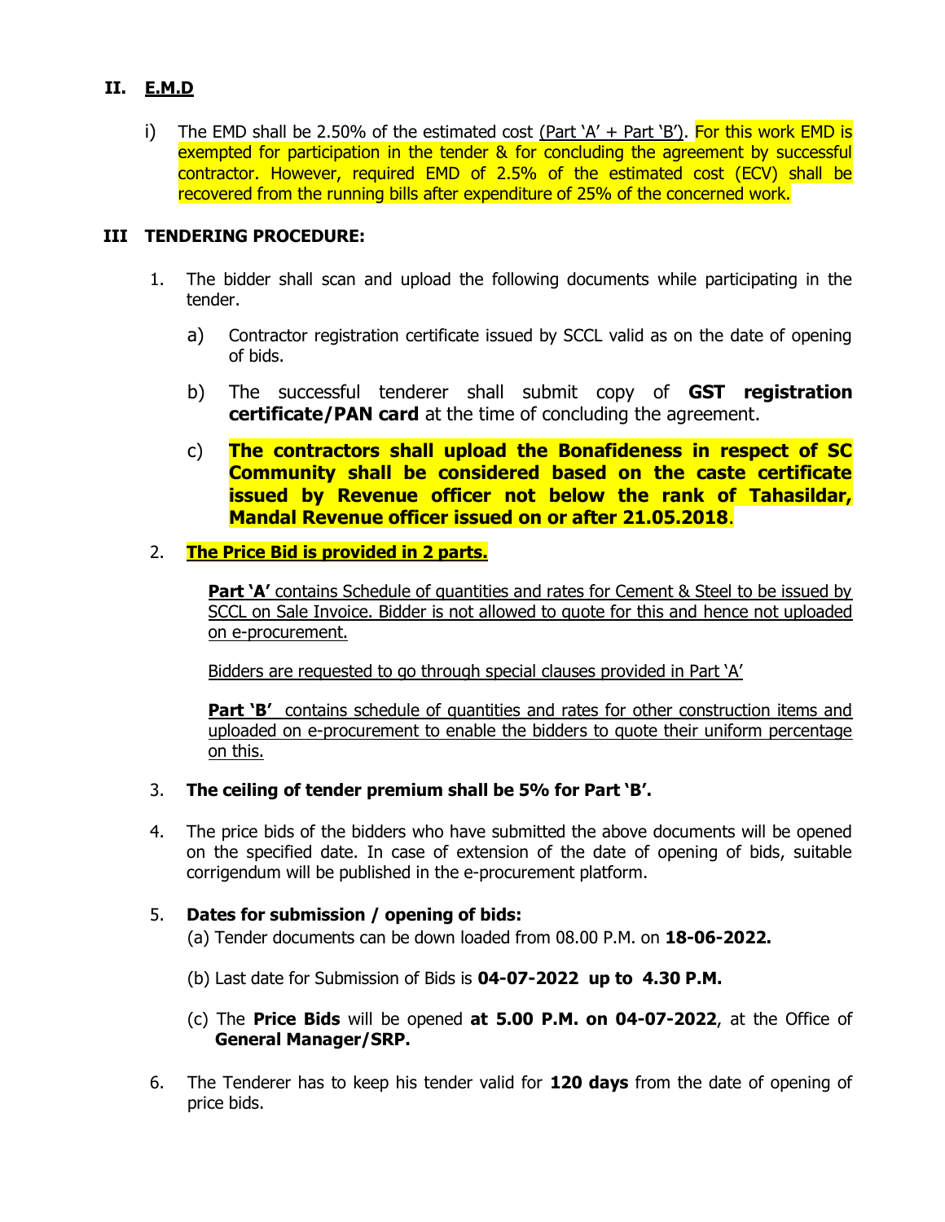## II. E.M.D

i) The EMD shall be 2.50% of the estimated cost (Part 'A' + Part 'B'). For this work EMD is exempted for participation in the tender & for concluding the agreement by successful contractor. However, required EMD of 2.5% of the estimated cost (ECV) shall be recovered from the running bills after expenditure of 25% of the concerned work.

## III TENDERING PROCEDURE:

1. The bidder shall scan and upload the following documents while participating in the tender.

   a) Contractor registration certificate issued by SCCL valid as on the date of opening of bids.

   b) The successful tenderer shall submit copy of **GST registration certificate/PAN card** at the time of concluding the agreement.

   c) **The contractors shall upload the Bonafideness in respect of SC Community shall be considered based on the caste certificate issued by Revenue officer not below the rank of Tahasildar, Mandal Revenue officer issued on or after 21.05.2018**.

2. **The Price Bid is provided in 2 parts.**

   **Part 'A'** contains Schedule of quantities and rates for Cement & Steel to be issued by SCCL on Sale Invoice. Bidder is not allowed to quote for this and hence not uploaded on e-procurement.

   Bidders are requested to go through special clauses provided in Part 'A'

   **Part 'B'** contains schedule of quantities and rates for other construction items and uploaded on e-procurement to enable the bidders to quote their uniform percentage on this.

3. **The ceiling of tender premium shall be 5% for Part 'B'.**

4. The price bids of the bidders who have submitted the above documents will be opened on the specified date. In case of extension of the date of opening of bids, suitable corrigendum will be published in the e-procurement platform.

5. **Dates for submission / opening of bids:**

   (a) Tender documents can be down loaded from 08.00 P.M. on **18-06-2022.**

   (b) Last date for Submission of Bids is **04-07-2022 up to 4.30 P.M.**

   (c) The **Price Bids** will be opened **at 5.00 P.M. on 04-07-2022**, at the Office of **General Manager/SRP.**

6. The Tenderer has to keep his tender valid for **120 days** from the date of opening of price bids.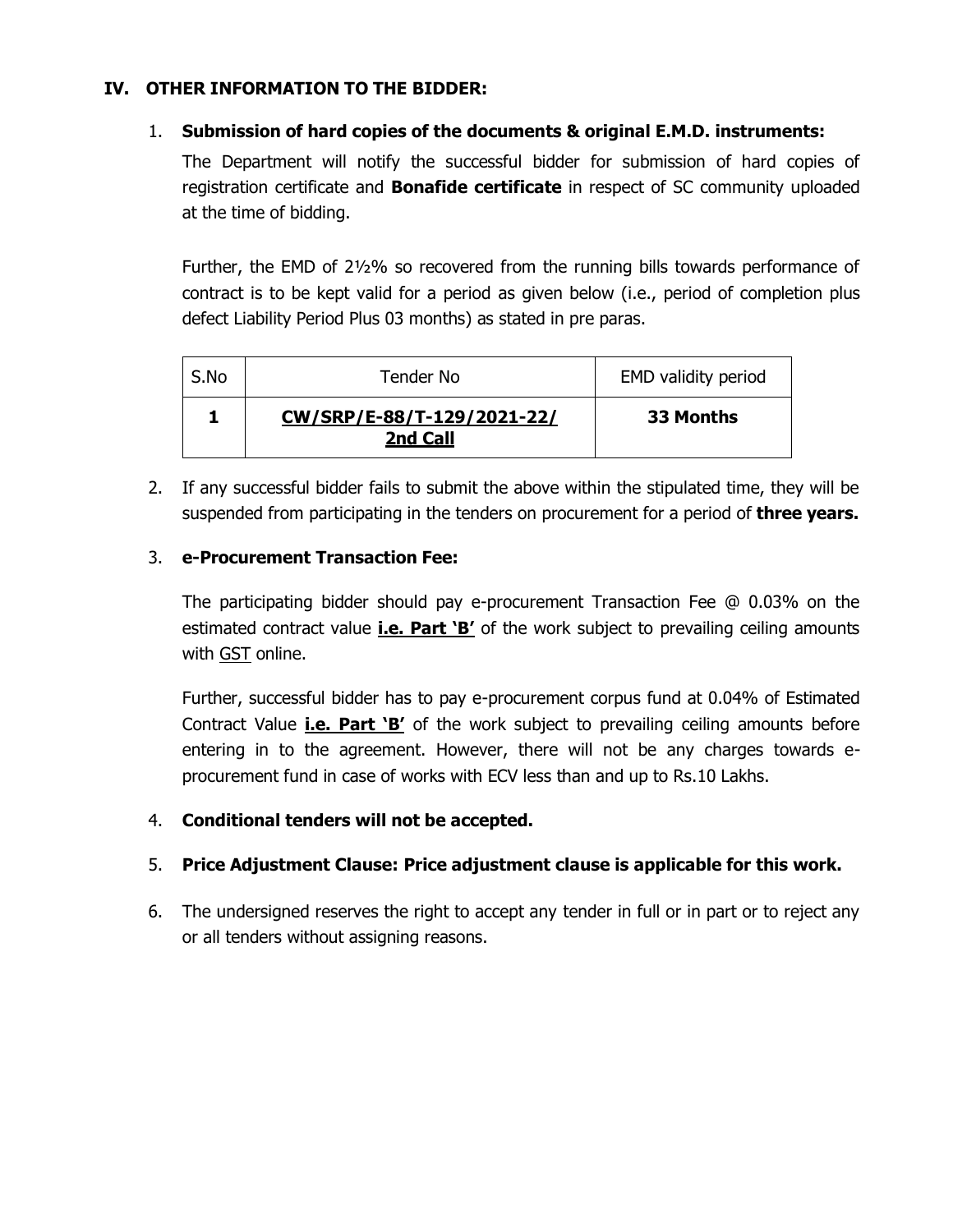## IV. OTHER INFORMATION TO THE BIDDER:

1. **Submission of hard copies of the documents & original E.M.D. instruments:**

   The Department will notify the successful bidder for submission of hard copies of registration certificate and **Bonafide certificate** in respect of SC community uploaded at the time of bidding.

   Further, the EMD of 2½% so recovered from the running bills towards performance of contract is to be kept valid for a period as given below (i.e., period of completion plus defect Liability Period Plus 03 months) as stated in pre paras.

| S.No | Tender No | EMD validity period |
|---|---|---|
| **1** | **CW/SRP/E-88/T-129/2021-22/ 2nd Call** | **33 Months** |

2. If any successful bidder fails to submit the above within the stipulated time, they will be suspended from participating in the tenders on procurement for a period of **three years.**

3. **e-Procurement Transaction Fee:**

   The participating bidder should pay e-procurement Transaction Fee @ 0.03% on the estimated contract value **i.e. Part 'B'** of the work subject to prevailing ceiling amounts with GST online.

   Further, successful bidder has to pay e-procurement corpus fund at 0.04% of Estimated Contract Value **i.e. Part 'B'** of the work subject to prevailing ceiling amounts before entering in to the agreement. However, there will not be any charges towards e-procurement fund in case of works with ECV less than and up to Rs.10 Lakhs.

4. **Conditional tenders will not be accepted.**

5. **Price Adjustment Clause: Price adjustment clause is applicable for this work.**

6. The undersigned reserves the right to accept any tender in full or in part or to reject any or all tenders without assigning reasons.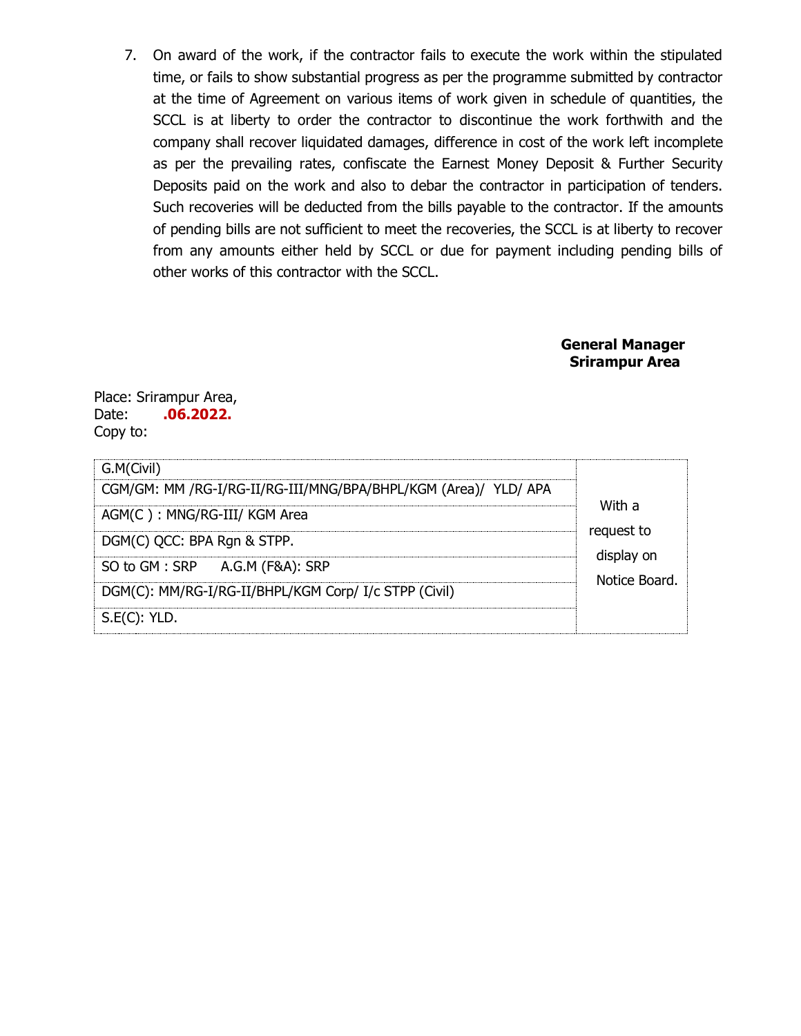7. On award of the work, if the contractor fails to execute the work within the stipulated time, or fails to show substantial progress as per the programme submitted by contractor at the time of Agreement on various items of work given in schedule of quantities, the SCCL is at liberty to order the contractor to discontinue the work forthwith and the company shall recover liquidated damages, difference in cost of the work left incomplete as per the prevailing rates, confiscate the Earnest Money Deposit & Further Security Deposits paid on the work and also to debar the contractor in participation of tenders. Such recoveries will be deducted from the bills payable to the contractor. If the amounts of pending bills are not sufficient to meet the recoveries, the SCCL is at liberty to recover from any amounts either held by SCCL or due for payment including pending bills of other works of this contractor with the SCCL.

**General Manager**
**Srirampur Area**

Place: Srirampur Area,
Date: **.06.2022.**
Copy to:

| | |
|---|---|
| G.M(Civil) | With a request to display on Notice Board. |
| CGM/GM: MM /RG-I/RG-II/RG-III/MNG/BPA/BHPL/KGM (Area)/ YLD/ APA | |
| AGM(C ) : MNG/RG-III/ KGM Area | |
| DGM(C) QCC: BPA Rgn & STPP. | |
| SO to GM : SRP A.G.M (F&A): SRP | |
| DGM(C): MM/RG-I/RG-II/BHPL/KGM Corp/ I/c STPP (Civil) | |
| S.E(C): YLD. | |